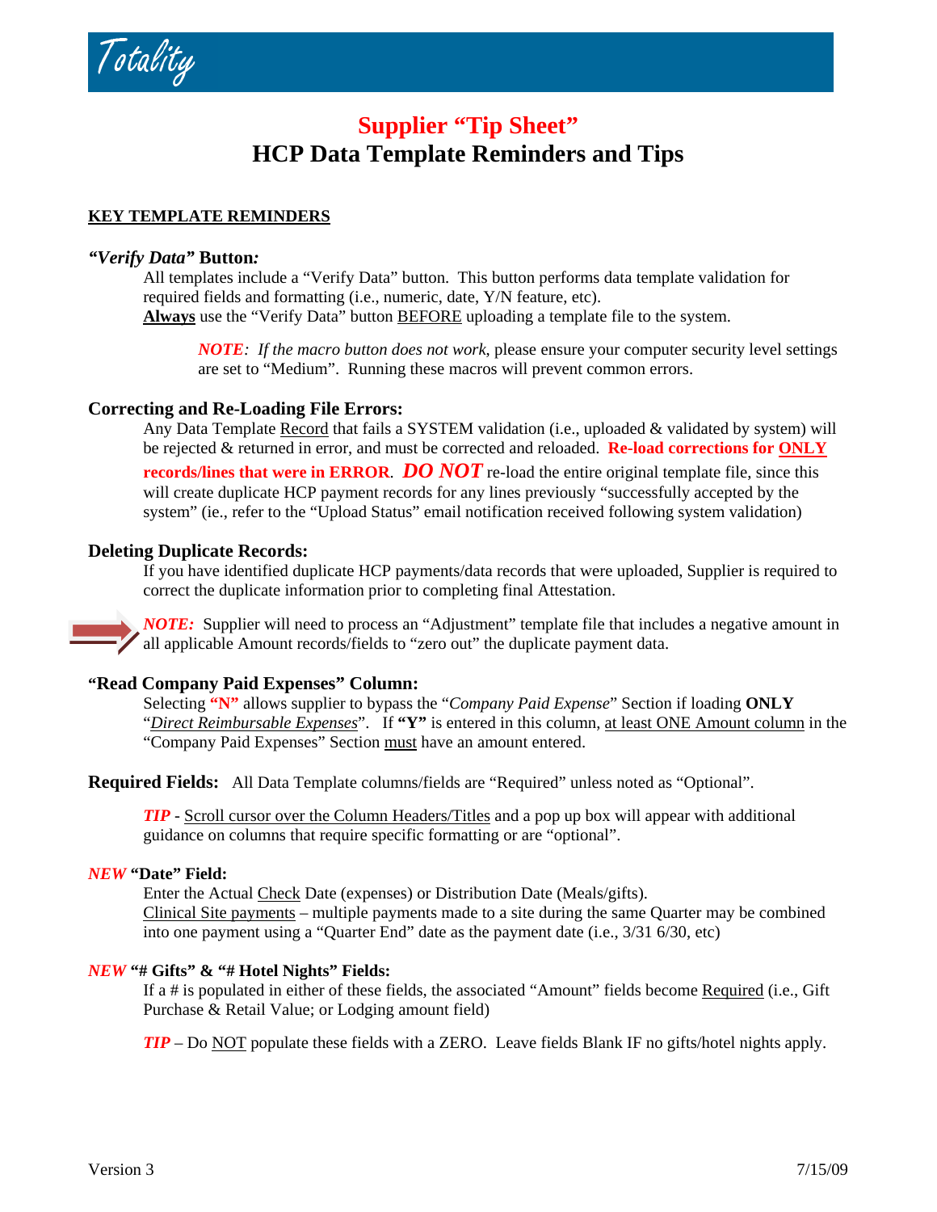Totality

# Supplier "Tip Sheet"
# HCP Data Template Reminders and Tips

## KEY TEMPLATE REMINDERS

### *"Verify Data"* Button*:*

All templates include a "Verify Data" button. This button performs data template validation for required fields and formatting (i.e., numeric, date, Y/N feature, etc).
**Always** use the "Verify Data" button BEFORE uploading a template file to the system.

> *NOTE: If the macro button does not work*, please ensure your computer security level settings are set to "Medium". Running these macros will prevent common errors.

### Correcting and Re-Loading File Errors:

Any Data Template Record that fails a SYSTEM validation (i.e., uploaded & validated by system) will be rejected & returned in error, and must be corrected and reloaded. **Re-load corrections for ONLY records/lines that were in ERROR**. ***DO NOT*** re-load the entire original template file, since this will create duplicate HCP payment records for any lines previously "successfully accepted by the system" (ie., refer to the "Upload Status" email notification received following system validation)

### Deleting Duplicate Records:

If you have identified duplicate HCP payments/data records that were uploaded, Supplier is required to correct the duplicate information prior to completing final Attestation.

***NOTE:*** Supplier will need to process an "Adjustment" template file that includes a negative amount in all applicable Amount records/fields to "zero out" the duplicate payment data.

### "Read Company Paid Expenses" Column:

Selecting **"N"** allows supplier to bypass the "*Company Paid Expense*" Section if loading **ONLY** "*Direct Reimbursable Expenses*". If **"Y"** is entered in this column, at least ONE Amount column in the "Company Paid Expenses" Section must have an amount entered.

**Required Fields:** All Data Template columns/fields are "Required" unless noted as "Optional".

> ***TIP*** - Scroll cursor over the Column Headers/Titles and a pop up box will appear with additional guidance on columns that require specific formatting or are "optional".

### *NEW* "Date" Field:

Enter the Actual Check Date (expenses) or Distribution Date (Meals/gifts).
Clinical Site payments – multiple payments made to a site during the same Quarter may be combined into one payment using a "Quarter End" date as the payment date (i.e., 3/31 6/30, etc)

### *NEW* "# Gifts" & "# Hotel Nights" Fields:

If a # is populated in either of these fields, the associated "Amount" fields become Required (i.e., Gift Purchase & Retail Value; or Lodging amount field)

> ***TIP*** – Do NOT populate these fields with a ZERO. Leave fields Blank IF no gifts/hotel nights apply.

Version 3 7/15/09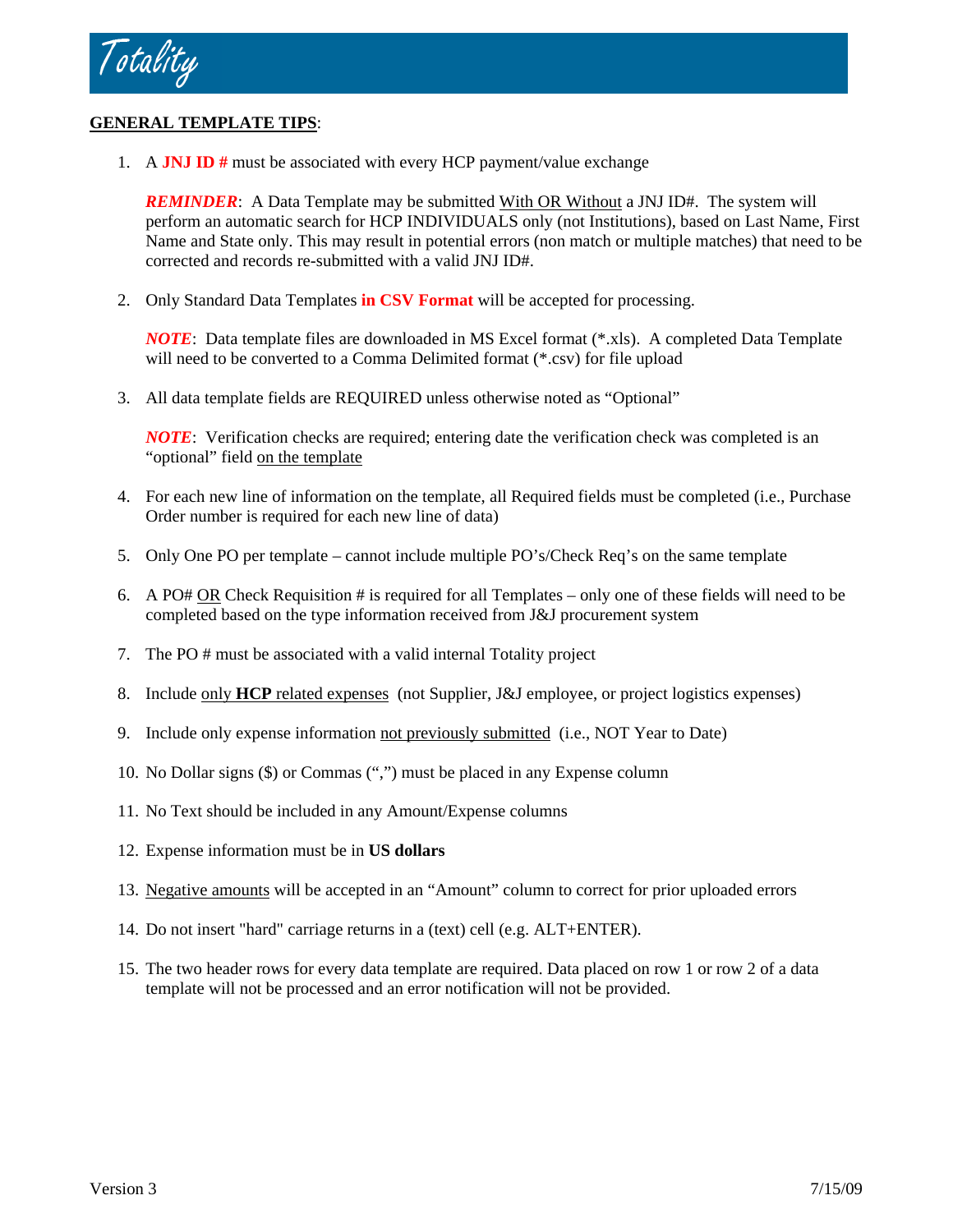Totality

**GENERAL TEMPLATE TIPS**:

1. A **JNJ ID #** must be associated with every HCP payment/value exchange

   ***REMINDER***: A Data Template may be submitted With OR Without a JNJ ID#. The system will perform an automatic search for HCP INDIVIDUALS only (not Institutions), based on Last Name, First Name and State only. This may result in potential errors (non match or multiple matches) that need to be corrected and records re-submitted with a valid JNJ ID#.

2. Only Standard Data Templates **in CSV Format** will be accepted for processing.

   ***NOTE***: Data template files are downloaded in MS Excel format (*.xls). A completed Data Template will need to be converted to a Comma Delimited format (*.csv) for file upload

3. All data template fields are REQUIRED unless otherwise noted as "Optional"

   ***NOTE***: Verification checks are required; entering date the verification check was completed is an "optional" field on the template

4. For each new line of information on the template, all Required fields must be completed (i.e., Purchase Order number is required for each new line of data)

5. Only One PO per template – cannot include multiple PO's/Check Req's on the same template

6. A PO# OR Check Requisition # is required for all Templates – only one of these fields will need to be completed based on the type information received from J&J procurement system

7. The PO # must be associated with a valid internal Totality project

8. Include only **HCP** related expenses (not Supplier, J&J employee, or project logistics expenses)

9. Include only expense information not previously submitted (i.e., NOT Year to Date)

10. No Dollar signs ($) or Commas (",") must be placed in any Expense column

11. No Text should be included in any Amount/Expense columns

12. Expense information must be in **US dollars**

13. Negative amounts will be accepted in an "Amount" column to correct for prior uploaded errors

14. Do not insert "hard" carriage returns in a (text) cell (e.g. ALT+ENTER).

15. The two header rows for every data template are required. Data placed on row 1 or row 2 of a data template will not be processed and an error notification will not be provided.

Version 3 7/15/09